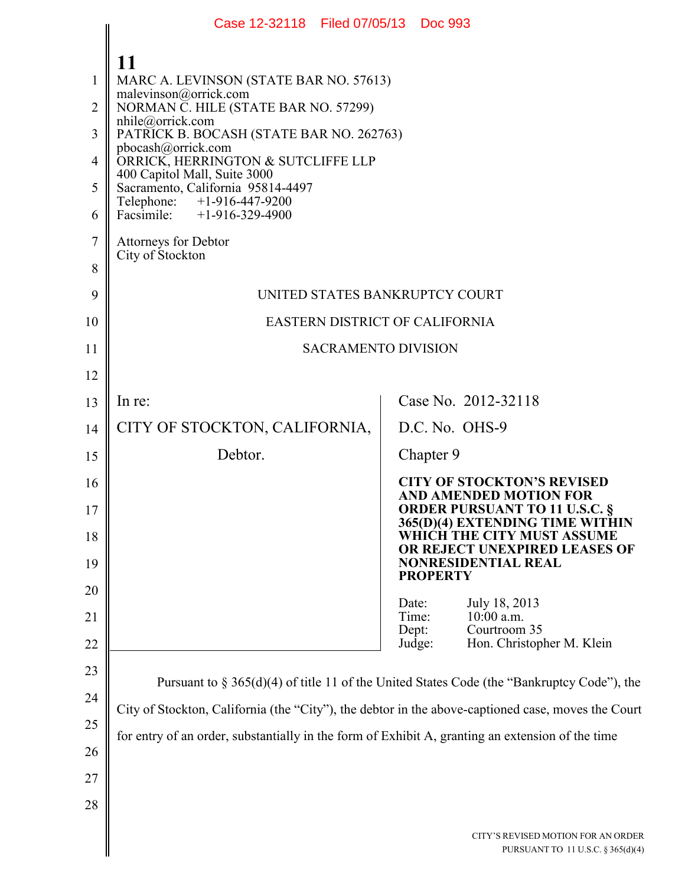MARC A. LEVINSON (STATE BAR NO. 57613)
malevinson@orrick.com
NORMAN C. HILE (STATE BAR NO. 57299)
nhile@orrick.com
PATRICK B. BOCASH (STATE BAR NO. 262763)
pbocash@orrick.com
ORRICK, HERRINGTON & SUTCLIFFE LLP
400 Capitol Mall, Suite 3000
Sacramento, California 95814-4497
Telephone: +1-916-447-9200
Facsimile: +1-916-329-4900

Attorneys for Debtor
City of Stockton

UNITED STATES BANKRUPTCY COURT

EASTERN DISTRICT OF CALIFORNIA

SACRAMENTO DIVISION

| | |
|---|---|
| In re:<br><br>CITY OF STOCKTON, CALIFORNIA,<br><br>Debtor. | Case No. 2012-32118<br><br>D.C. No. OHS-9<br><br>Chapter 9<br><br>**CITY OF STOCKTON'S REVISED AND AMENDED MOTION FOR ORDER PURSUANT TO 11 U.S.C. § 365(D)(4) EXTENDING TIME WITHIN WHICH THE CITY MUST ASSUME OR REJECT UNEXPIRED LEASES OF NONRESIDENTIAL REAL PROPERTY**<br><br>Date: July 18, 2013<br>Time: 10:00 a.m.<br>Dept: Courtroom 35<br>Judge: Hon. Christopher M. Klein |

Pursuant to § 365(d)(4) of title 11 of the United States Code (the "Bankruptcy Code"), the City of Stockton, California (the "City"), the debtor in the above-captioned case, moves the Court for entry of an order, substantially in the form of Exhibit A, granting an extension of the time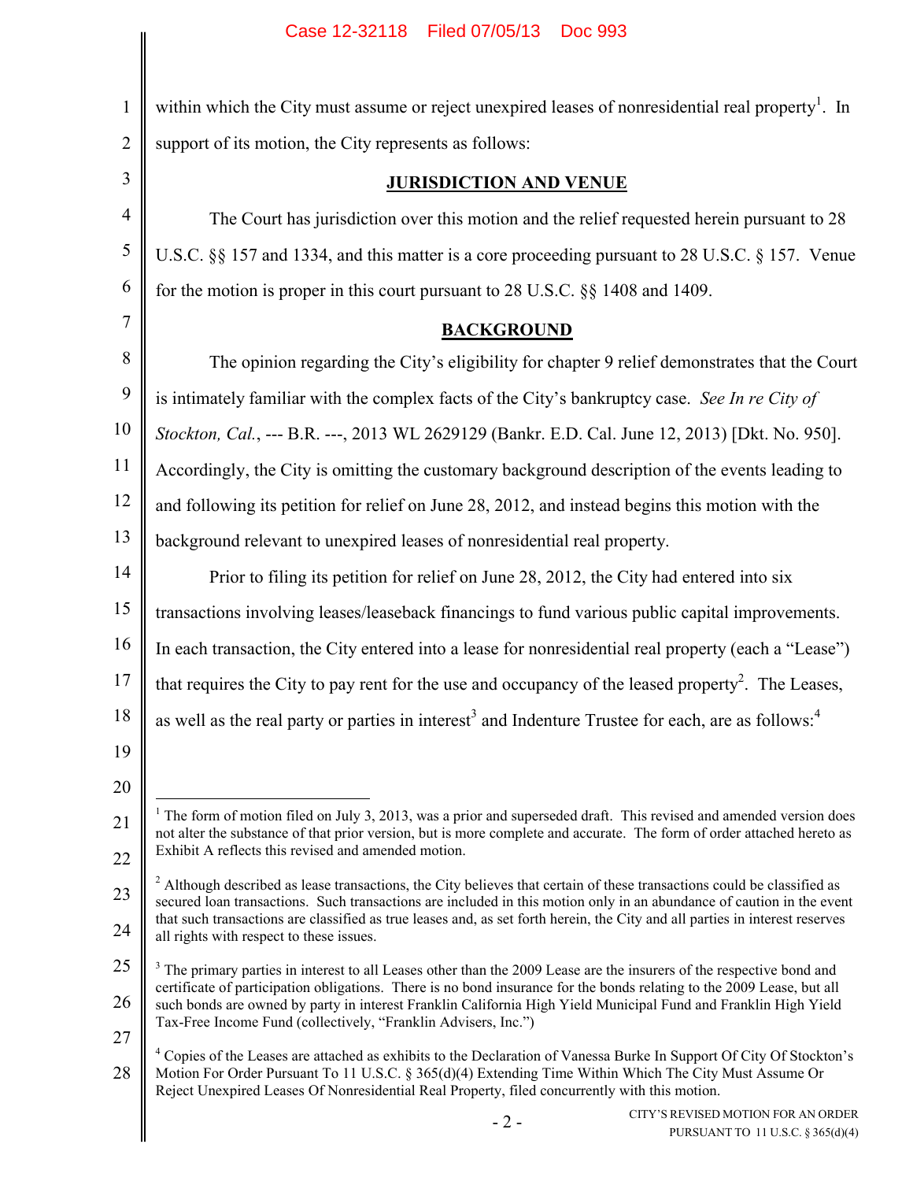within which the City must assume or reject unexpired leases of nonresidential real property[1]. In support of its motion, the City represents as follows:

## JURISDICTION AND VENUE

The Court has jurisdiction over this motion and the relief requested herein pursuant to 28 U.S.C. §§ 157 and 1334, and this matter is a core proceeding pursuant to 28 U.S.C. § 157. Venue for the motion is proper in this court pursuant to 28 U.S.C. §§ 1408 and 1409.

## BACKGROUND

The opinion regarding the City's eligibility for chapter 9 relief demonstrates that the Court is intimately familiar with the complex facts of the City's bankruptcy case. *See In re City of Stockton, Cal.*, --- B.R. ---, 2013 WL 2629129 (Bankr. E.D. Cal. June 12, 2013) [Dkt. No. 950]. Accordingly, the City is omitting the customary background description of the events leading to and following its petition for relief on June 28, 2012, and instead begins this motion with the background relevant to unexpired leases of nonresidential real property.

Prior to filing its petition for relief on June 28, 2012, the City had entered into six transactions involving leases/leaseback financings to fund various public capital improvements. In each transaction, the City entered into a lease for nonresidential real property (each a "Lease") that requires the City to pay rent for the use and occupancy of the leased property[2]. The Leases, as well as the real party or parties in interest[3] and Indenture Trustee for each, are as follows:[4]

---

[1] The form of motion filed on July 3, 2013, was a prior and superseded draft. This revised and amended version does not alter the substance of that prior version, but is more complete and accurate. The form of order attached hereto as Exhibit A reflects this revised and amended motion.

[2] Although described as lease transactions, the City believes that certain of these transactions could be classified as secured loan transactions. Such transactions are included in this motion only in an abundance of caution in the event that such transactions are classified as true leases and, as set forth herein, the City and all parties in interest reserves all rights with respect to these issues.

[3] The primary parties in interest to all Leases other than the 2009 Lease are the insurers of the respective bond and certificate of participation obligations. There is no bond insurance for the bonds relating to the 2009 Lease, but all such bonds are owned by party in interest Franklin California High Yield Municipal Fund and Franklin High Yield Tax-Free Income Fund (collectively, "Franklin Advisers, Inc.")

[4] Copies of the Leases are attached as exhibits to the Declaration of Vanessa Burke In Support Of City Of Stockton's Motion For Order Pursuant To 11 U.S.C. § 365(d)(4) Extending Time Within Which The City Must Assume Or Reject Unexpired Leases Of Nonresidential Real Property, filed concurrently with this motion.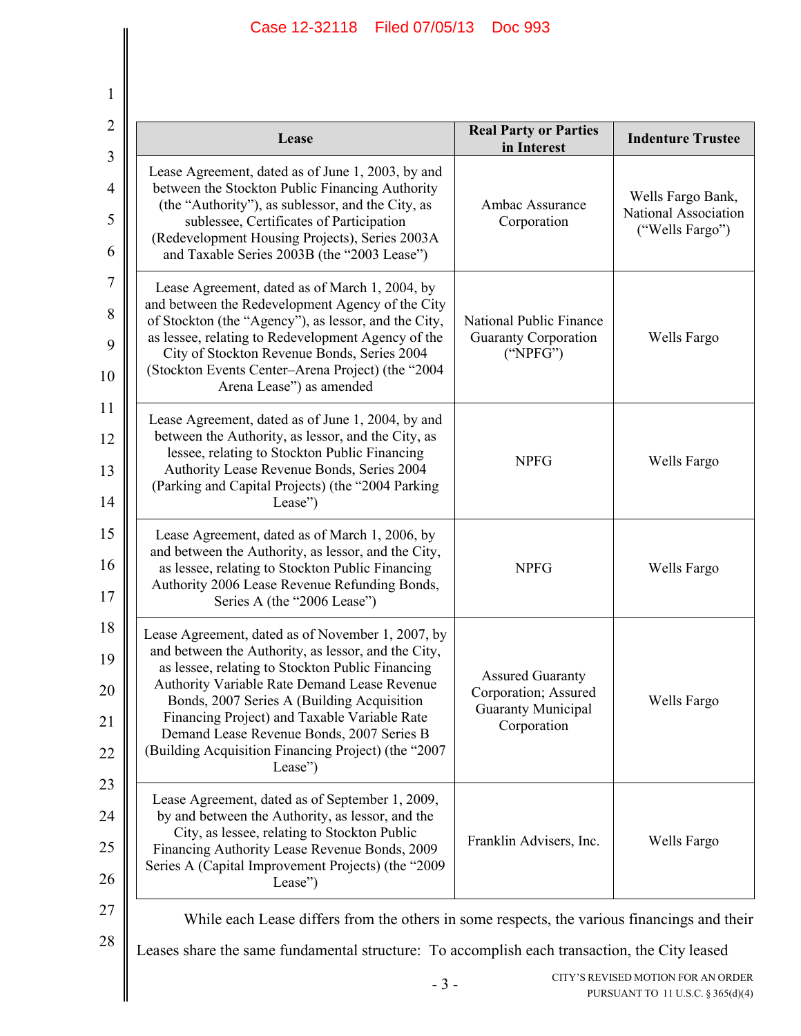| Lease | Real Party or Parties in Interest | Indenture Trustee |
| --- | --- | --- |
| Lease Agreement, dated as of June 1, 2003, by and between the Stockton Public Financing Authority (the "Authority"), as sublessor, and the City, as sublessee, Certificates of Participation (Redevelopment Housing Projects), Series 2003A and Taxable Series 2003B (the "2003 Lease") | Ambac Assurance Corporation | Wells Fargo Bank, National Association ("Wells Fargo") |
| Lease Agreement, dated as of March 1, 2004, by and between the Redevelopment Agency of the City of Stockton (the "Agency"), as lessor, and the City, as lessee, relating to Redevelopment Agency of the City of Stockton Revenue Bonds, Series 2004 (Stockton Events Center–Arena Project) (the "2004 Arena Lease") as amended | National Public Finance Guaranty Corporation ("NPFG") | Wells Fargo |
| Lease Agreement, dated as of June 1, 2004, by and between the Authority, as lessor, and the City, as lessee, relating to Stockton Public Financing Authority Lease Revenue Bonds, Series 2004 (Parking and Capital Projects) (the "2004 Parking Lease") | NPFG | Wells Fargo |
| Lease Agreement, dated as of March 1, 2006, by and between the Authority, as lessor, and the City, as lessee, relating to Stockton Public Financing Authority 2006 Lease Revenue Refunding Bonds, Series A (the "2006 Lease") | NPFG | Wells Fargo |
| Lease Agreement, dated as of November 1, 2007, by and between the Authority, as lessor, and the City, as lessee, relating to Stockton Public Financing Authority Variable Rate Demand Lease Revenue Bonds, 2007 Series A (Building Acquisition Financing Project) and Taxable Variable Rate Demand Lease Revenue Bonds, 2007 Series B (Building Acquisition Financing Project) (the "2007 Lease") | Assured Guaranty Corporation; Assured Guaranty Municipal Corporation | Wells Fargo |
| Lease Agreement, dated as of September 1, 2009, by and between the Authority, as lessor, and the City, as lessee, relating to Stockton Public Financing Authority Lease Revenue Bonds, 2009 Series A (Capital Improvement Projects) (the "2009 Lease") | Franklin Advisers, Inc. | Wells Fargo |

While each Lease differs from the others in some respects, the various financings and their Leases share the same fundamental structure: To accomplish each transaction, the City leased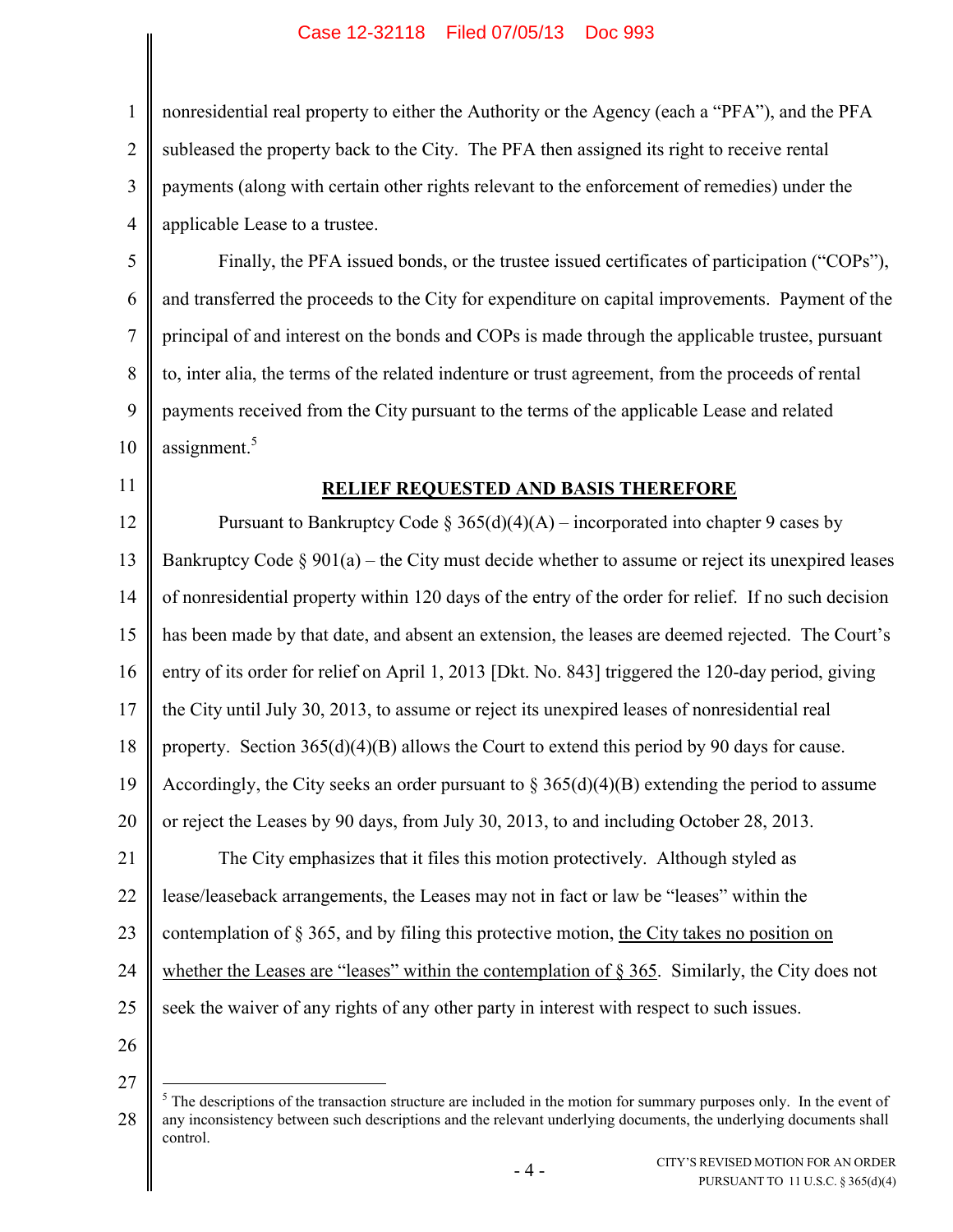nonresidential real property to either the Authority or the Agency (each a "PFA"), and the PFA subleased the property back to the City. The PFA then assigned its right to receive rental payments (along with certain other rights relevant to the enforcement of remedies) under the applicable Lease to a trustee.

Finally, the PFA issued bonds, or the trustee issued certificates of participation ("COPs"), and transferred the proceeds to the City for expenditure on capital improvements. Payment of the principal of and interest on the bonds and COPs is made through the applicable trustee, pursuant to, inter alia, the terms of the related indenture or trust agreement, from the proceeds of rental payments received from the City pursuant to the terms of the applicable Lease and related assignment.[5]

## RELIEF REQUESTED AND BASIS THEREFORE

Pursuant to Bankruptcy Code § 365(d)(4)(A) – incorporated into chapter 9 cases by Bankruptcy Code § 901(a) – the City must decide whether to assume or reject its unexpired leases of nonresidential property within 120 days of the entry of the order for relief. If no such decision has been made by that date, and absent an extension, the leases are deemed rejected. The Court's entry of its order for relief on April 1, 2013 [Dkt. No. 843] triggered the 120-day period, giving the City until July 30, 2013, to assume or reject its unexpired leases of nonresidential real property. Section 365(d)(4)(B) allows the Court to extend this period by 90 days for cause. Accordingly, the City seeks an order pursuant to § 365(d)(4)(B) extending the period to assume or reject the Leases by 90 days, from July 30, 2013, to and including October 28, 2013.

The City emphasizes that it files this motion protectively. Although styled as lease/leaseback arrangements, the Leases may not in fact or law be "leases" within the contemplation of § 365, and by filing this protective motion, <u>the City takes no position on whether the Leases are "leases" within the contemplation of § 365</u>. Similarly, the City does not seek the waiver of any rights of any other party in interest with respect to such issues.

[5] The descriptions of the transaction structure are included in the motion for summary purposes only. In the event of any inconsistency between such descriptions and the relevant underlying documents, the underlying documents shall control.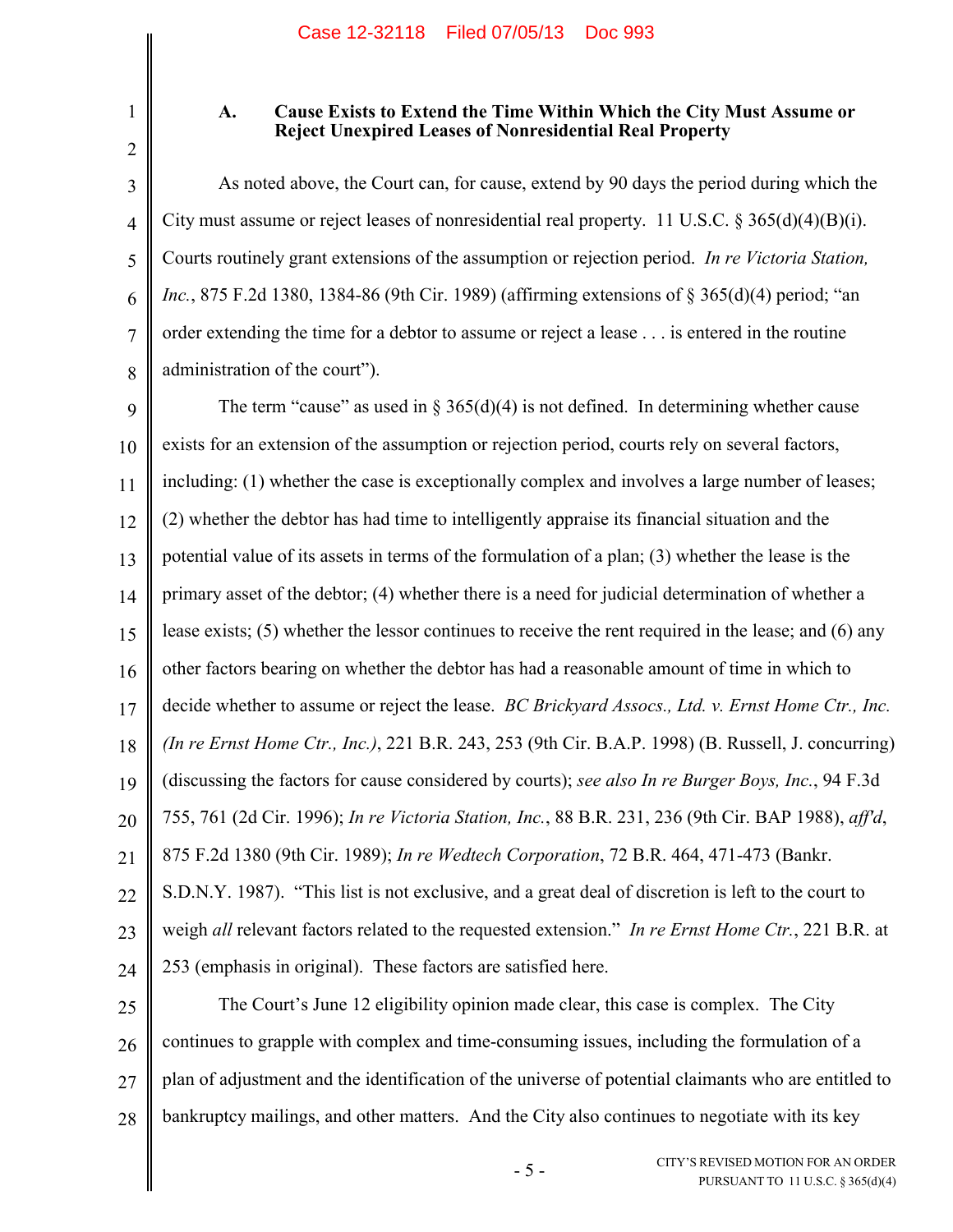### A. Cause Exists to Extend the Time Within Which the City Must Assume or Reject Unexpired Leases of Nonresidential Real Property

As noted above, the Court can, for cause, extend by 90 days the period during which the City must assume or reject leases of nonresidential real property. 11 U.S.C. § 365(d)(4)(B)(i). Courts routinely grant extensions of the assumption or rejection period. *In re Victoria Station, Inc.*, 875 F.2d 1380, 1384-86 (9th Cir. 1989) (affirming extensions of § 365(d)(4) period; "an order extending the time for a debtor to assume or reject a lease . . . is entered in the routine administration of the court").

The term "cause" as used in § 365(d)(4) is not defined. In determining whether cause exists for an extension of the assumption or rejection period, courts rely on several factors, including: (1) whether the case is exceptionally complex and involves a large number of leases; (2) whether the debtor has had time to intelligently appraise its financial situation and the potential value of its assets in terms of the formulation of a plan; (3) whether the lease is the primary asset of the debtor; (4) whether there is a need for judicial determination of whether a lease exists; (5) whether the lessor continues to receive the rent required in the lease; and (6) any other factors bearing on whether the debtor has had a reasonable amount of time in which to decide whether to assume or reject the lease. *BC Brickyard Assocs., Ltd. v. Ernst Home Ctr., Inc. (In re Ernst Home Ctr., Inc.)*, 221 B.R. 243, 253 (9th Cir. B.A.P. 1998) (B. Russell, J. concurring) (discussing the factors for cause considered by courts); *see also In re Burger Boys, Inc.*, 94 F.3d 755, 761 (2d Cir. 1996); *In re Victoria Station, Inc.*, 88 B.R. 231, 236 (9th Cir. BAP 1988), *aff'd*, 875 F.2d 1380 (9th Cir. 1989); *In re Wedtech Corporation*, 72 B.R. 464, 471-473 (Bankr. S.D.N.Y. 1987). "This list is not exclusive, and a great deal of discretion is left to the court to weigh *all* relevant factors related to the requested extension." *In re Ernst Home Ctr.*, 221 B.R. at 253 (emphasis in original). These factors are satisfied here.

The Court's June 12 eligibility opinion made clear, this case is complex. The City continues to grapple with complex and time-consuming issues, including the formulation of a plan of adjustment and the identification of the universe of potential claimants who are entitled to bankruptcy mailings, and other matters. And the City also continues to negotiate with its key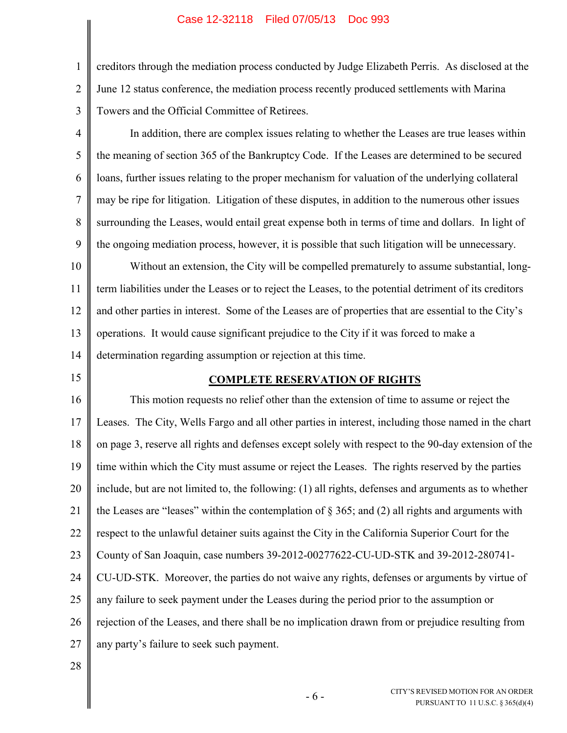creditors through the mediation process conducted by Judge Elizabeth Perris. As disclosed at the June 12 status conference, the mediation process recently produced settlements with Marina Towers and the Official Committee of Retirees.

In addition, there are complex issues relating to whether the Leases are true leases within the meaning of section 365 of the Bankruptcy Code. If the Leases are determined to be secured loans, further issues relating to the proper mechanism for valuation of the underlying collateral may be ripe for litigation. Litigation of these disputes, in addition to the numerous other issues surrounding the Leases, would entail great expense both in terms of time and dollars. In light of the ongoing mediation process, however, it is possible that such litigation will be unnecessary.

Without an extension, the City will be compelled prematurely to assume substantial, long-term liabilities under the Leases or to reject the Leases, to the potential detriment of its creditors and other parties in interest. Some of the Leases are of properties that are essential to the City's operations. It would cause significant prejudice to the City if it was forced to make a determination regarding assumption or rejection at this time.

## COMPLETE RESERVATION OF RIGHTS

This motion requests no relief other than the extension of time to assume or reject the Leases. The City, Wells Fargo and all other parties in interest, including those named in the chart on page 3, reserve all rights and defenses except solely with respect to the 90-day extension of the time within which the City must assume or reject the Leases. The rights reserved by the parties include, but are not limited to, the following: (1) all rights, defenses and arguments as to whether the Leases are "leases" within the contemplation of § 365; and (2) all rights and arguments with respect to the unlawful detainer suits against the City in the California Superior Court for the County of San Joaquin, case numbers 39-2012-00277622-CU-UD-STK and 39-2012-280741-CU-UD-STK. Moreover, the parties do not waive any rights, defenses or arguments by virtue of any failure to seek payment under the Leases during the period prior to the assumption or rejection of the Leases, and there shall be no implication drawn from or prejudice resulting from any party's failure to seek such payment.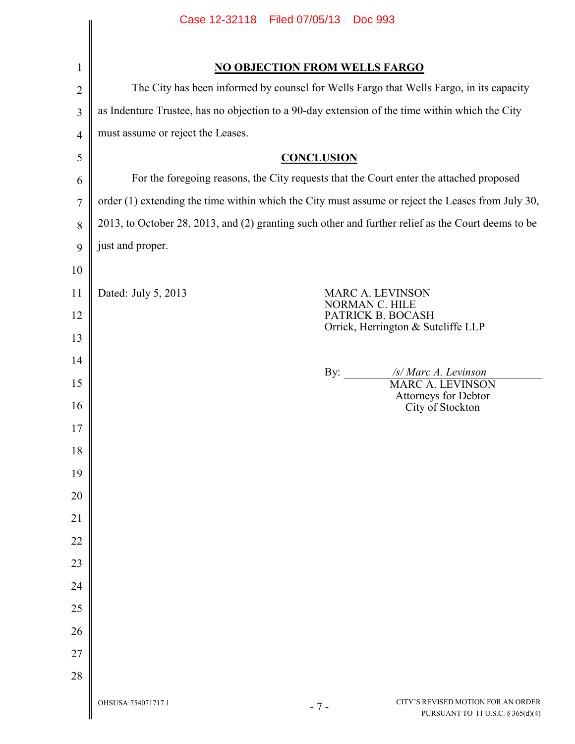## NO OBJECTION FROM WELLS FARGO

The City has been informed by counsel for Wells Fargo that Wells Fargo, in its capacity as Indenture Trustee, has no objection to a 90-day extension of the time within which the City must assume or reject the Leases.

## CONCLUSION

For the foregoing reasons, the City requests that the Court enter the attached proposed order (1) extending the time within which the City must assume or reject the Leases from July 30, 2013, to October 28, 2013, and (2) granting such other and further relief as the Court deems to be just and proper.

Dated: July 5, 2013

MARC A. LEVINSON
NORMAN C. HILE
PATRICK B. BOCASH
Orrick, Herrington & Sutcliffe LLP

By: */s/ Marc A. Levinson*
MARC A. LEVINSON
Attorneys for Debtor
City of Stockton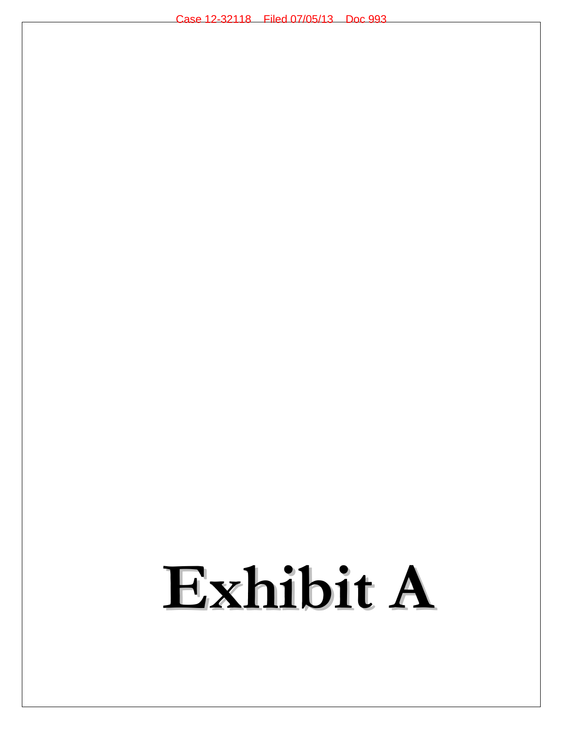# Exhibit A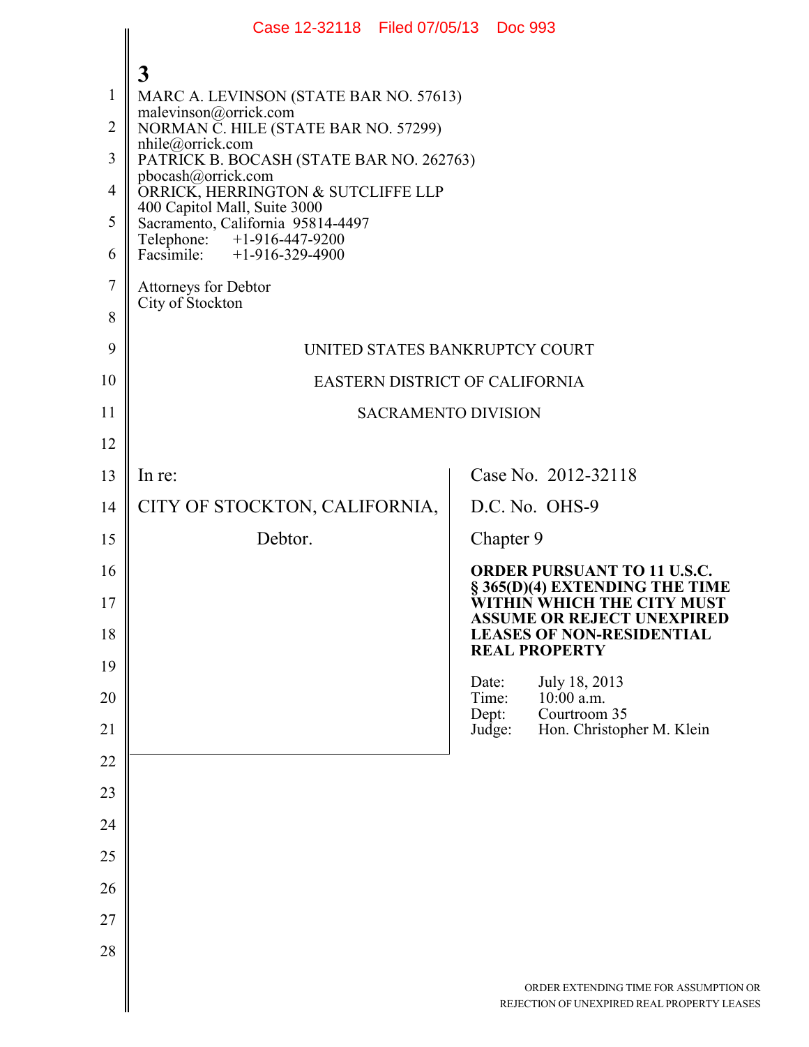**3**

MARC A. LEVINSON (STATE BAR NO. 57613)
malevinson@orrick.com
NORMAN C. HILE (STATE BAR NO. 57299)
nhile@orrick.com
PATRICK B. BOCASH (STATE BAR NO. 262763)
pbocash@orrick.com
ORRICK, HERRINGTON & SUTCLIFFE LLP
400 Capitol Mall, Suite 3000
Sacramento, California 95814-4497
Telephone: +1-916-447-9200
Facsimile: +1-916-329-4900

Attorneys for Debtor
City of Stockton

UNITED STATES BANKRUPTCY COURT

EASTERN DISTRICT OF CALIFORNIA

SACRAMENTO DIVISION

In re:

CITY OF STOCKTON, CALIFORNIA,

Debtor.

Case No. 2012-32118

D.C. No. OHS-9

Chapter 9

**ORDER PURSUANT TO 11 U.S.C. § 365(D)(4) EXTENDING THE TIME WITHIN WHICH THE CITY MUST ASSUME OR REJECT UNEXPIRED LEASES OF NON-RESIDENTIAL REAL PROPERTY**

Date: July 18, 2013
Time: 10:00 a.m.
Dept: Courtroom 35
Judge: Hon. Christopher M. Klein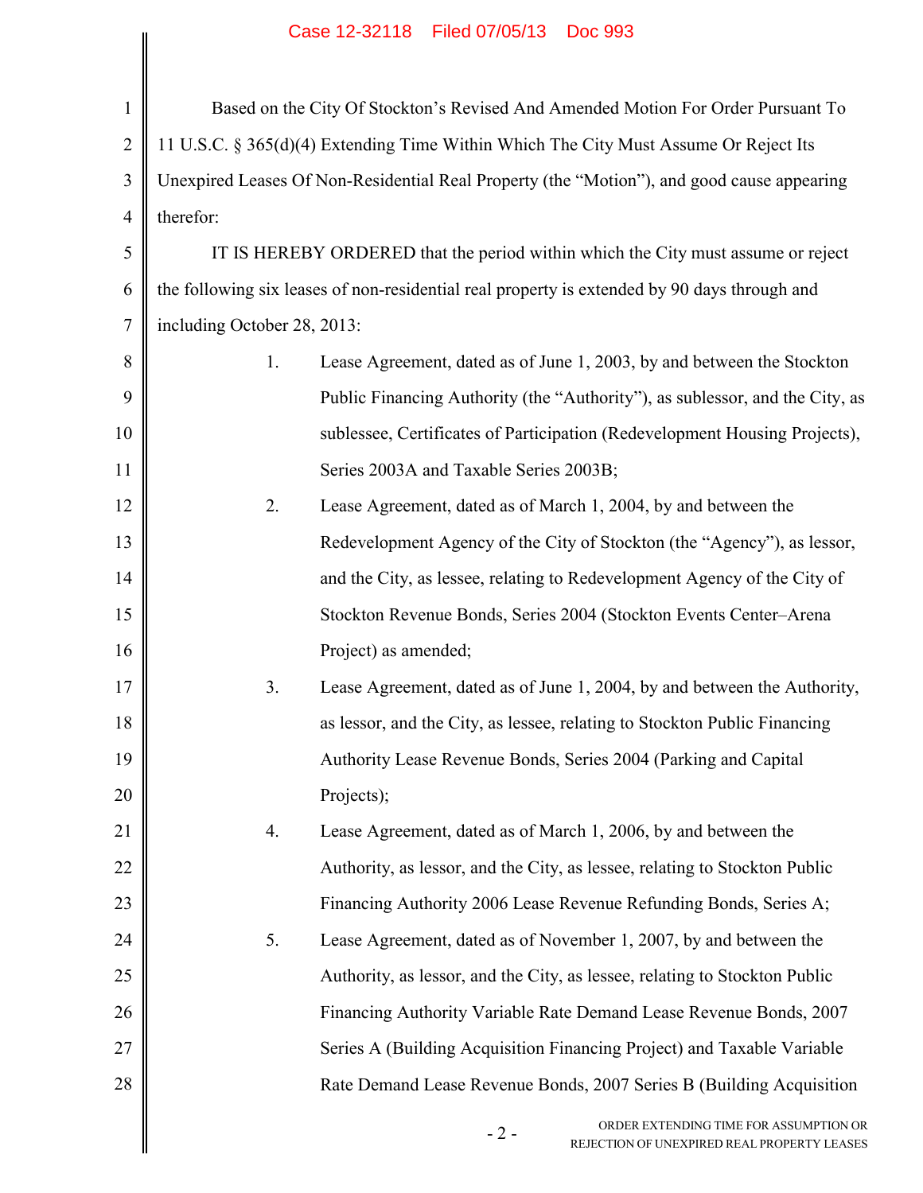Based on the City Of Stockton's Revised And Amended Motion For Order Pursuant To 11 U.S.C. § 365(d)(4) Extending Time Within Which The City Must Assume Or Reject Its Unexpired Leases Of Non-Residential Real Property (the "Motion"), and good cause appearing therefor:

IT IS HEREBY ORDERED that the period within which the City must assume or reject the following six leases of non-residential real property is extended by 90 days through and including October 28, 2013:

1. Lease Agreement, dated as of June 1, 2003, by and between the Stockton Public Financing Authority (the "Authority"), as sublessor, and the City, as sublessee, Certificates of Participation (Redevelopment Housing Projects), Series 2003A and Taxable Series 2003B;

2. Lease Agreement, dated as of March 1, 2004, by and between the Redevelopment Agency of the City of Stockton (the "Agency"), as lessor, and the City, as lessee, relating to Redevelopment Agency of the City of Stockton Revenue Bonds, Series 2004 (Stockton Events Center–Arena Project) as amended;

3. Lease Agreement, dated as of June 1, 2004, by and between the Authority, as lessor, and the City, as lessee, relating to Stockton Public Financing Authority Lease Revenue Bonds, Series 2004 (Parking and Capital Projects);

4. Lease Agreement, dated as of March 1, 2006, by and between the Authority, as lessor, and the City, as lessee, relating to Stockton Public Financing Authority 2006 Lease Revenue Refunding Bonds, Series A;

5. Lease Agreement, dated as of November 1, 2007, by and between the Authority, as lessor, and the City, as lessee, relating to Stockton Public Financing Authority Variable Rate Demand Lease Revenue Bonds, 2007 Series A (Building Acquisition Financing Project) and Taxable Variable Rate Demand Lease Revenue Bonds, 2007 Series B (Building Acquisition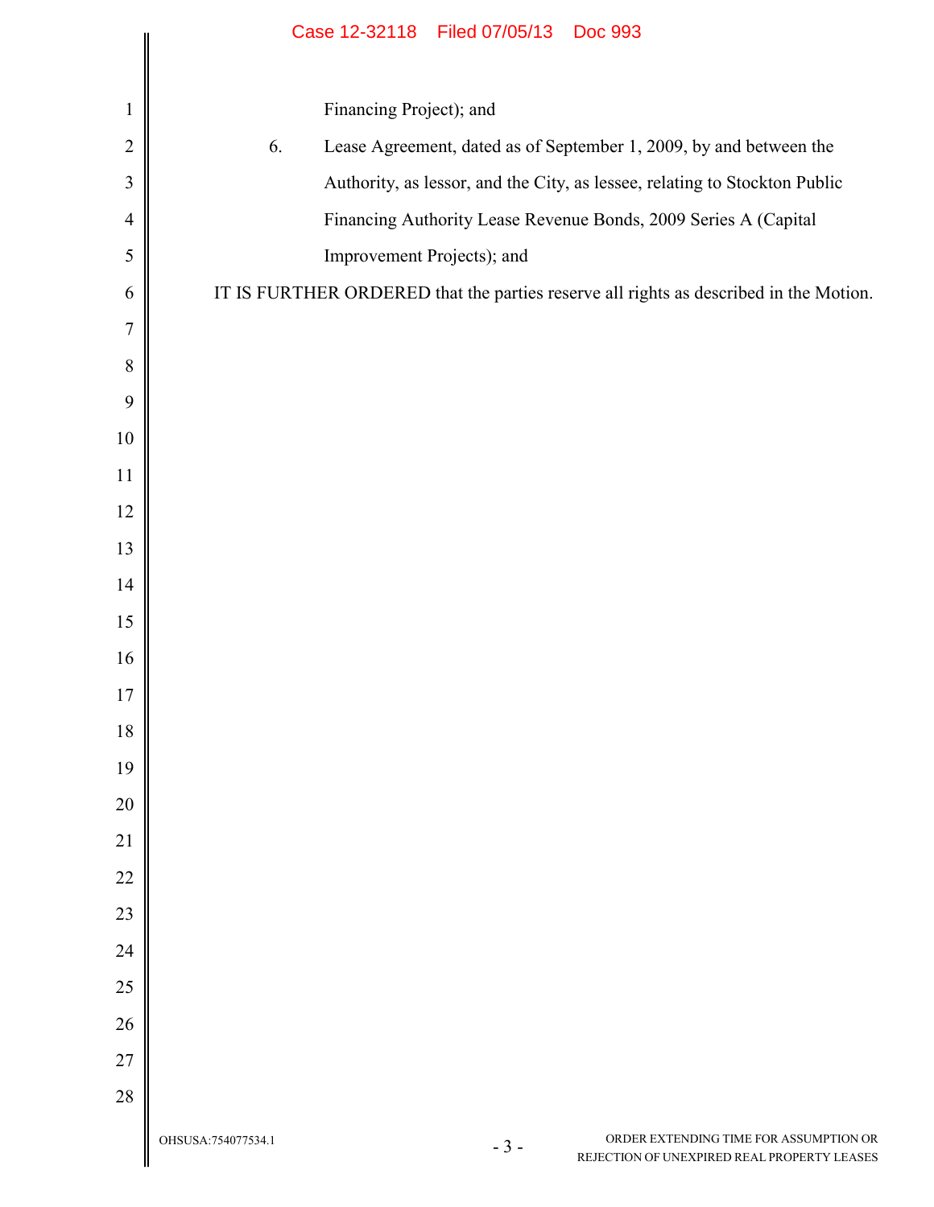Financing Project); and

6. Lease Agreement, dated as of September 1, 2009, by and between the Authority, as lessor, and the City, as lessee, relating to Stockton Public Financing Authority Lease Revenue Bonds, 2009 Series A (Capital Improvement Projects); and

IT IS FURTHER ORDERED that the parties reserve all rights as described in the Motion.